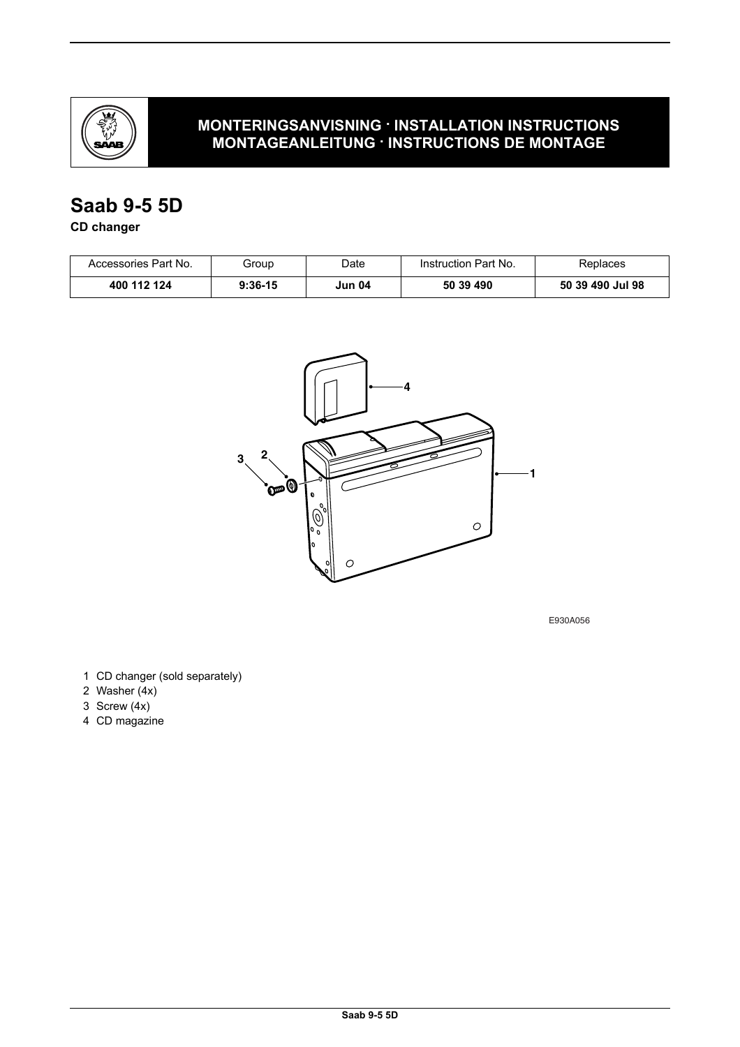**MONTERINGSANVISNING · INSTALLATION INSTRUCTIONS**
**MONTAGEANLEITUNG · INSTRUCTIONS DE MONTAGE**

# Saab 9-5 5D

**CD changer**

| Accessories Part No. | Group | Date | Instruction Part No. | Replaces |
|---|---|---|---|---|
| **400 112 124** | **9:36-15** | **Jun 04** | **50 39 490** | **50 39 490 Jul 98** |

E930A056

1 CD changer (sold separately)
2 Washer (4x)
3 Screw (4x)
4 CD magazine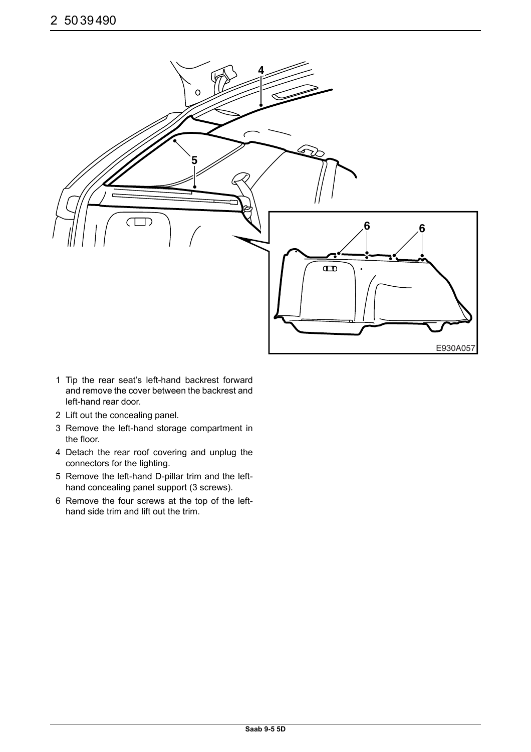1 Tip the rear seat's left-hand backrest forward and remove the cover between the backrest and left-hand rear door.
2 Lift out the concealing panel.
3 Remove the left-hand storage compartment in the floor.
4 Detach the rear roof covering and unplug the connectors for the lighting.
5 Remove the left-hand D-pillar trim and the left-hand concealing panel support (3 screws).
6 Remove the four screws at the top of the left-hand side trim and lift out the trim.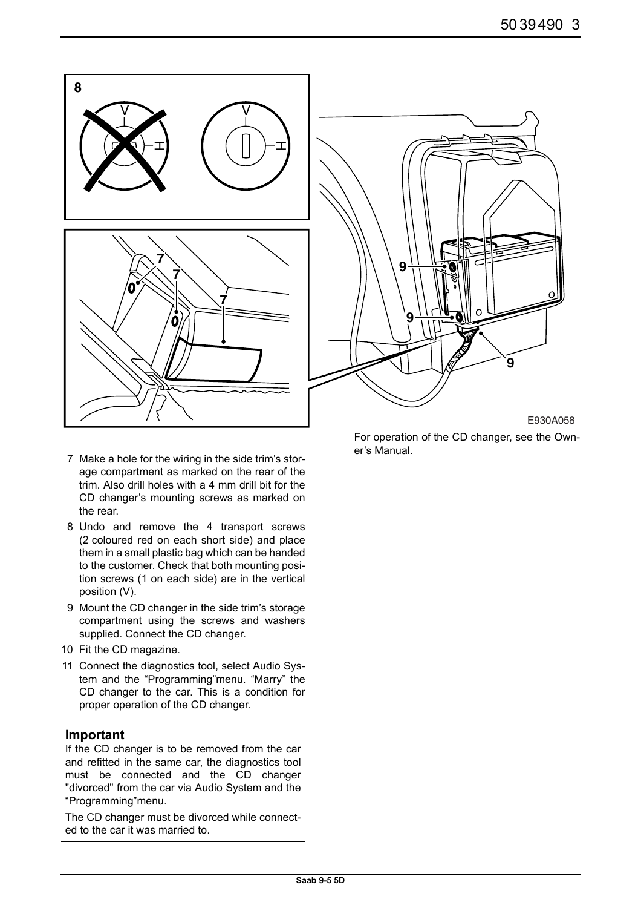E930A058

7. Make a hole for the wiring in the side trim's storage compartment as marked on the rear of the trim. Also drill holes with a 4 mm drill bit for the CD changer's mounting screws as marked on the rear.
8. Undo and remove the 4 transport screws (2 coloured red on each short side) and place them in a small plastic bag which can be handed to the customer. Check that both mounting position screws (1 on each side) are in the vertical position (V).
9. Mount the CD changer in the side trim's storage compartment using the screws and washers supplied. Connect the CD changer.
10. Fit the CD magazine.
11. Connect the diagnostics tool, select Audio System and the "Programming"menu. "Marry" the CD changer to the car. This is a condition for proper operation of the CD changer.

**Important**

If the CD changer is to be removed from the car and refitted in the same car, the diagnostics tool must be connected and the CD changer "divorced" from the car via Audio System and the "Programming"menu.

The CD changer must be divorced while connected to the car it was married to.

For operation of the CD changer, see the Owner's Manual.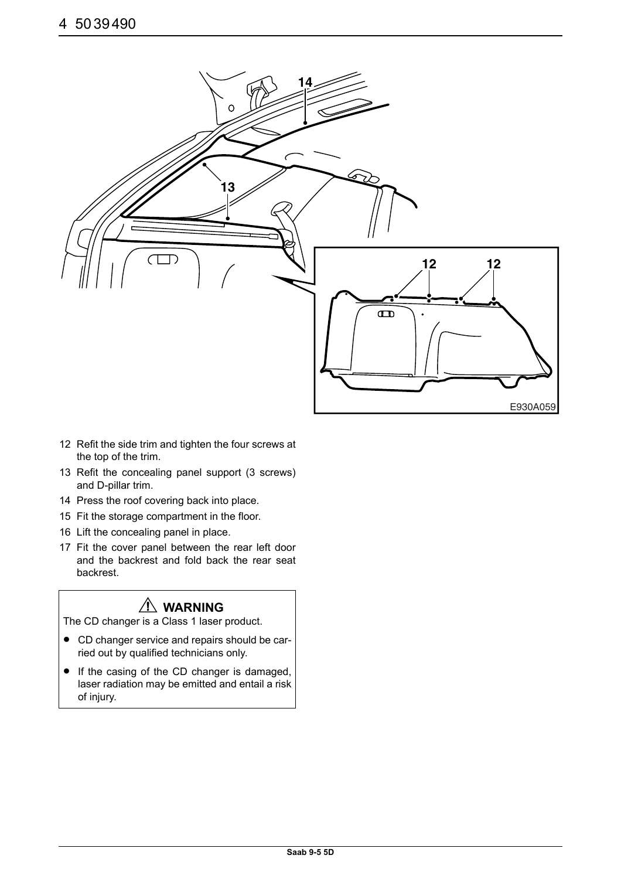14

13

12 12

E930A059

12 Refit the side trim and tighten the four screws at the top of the trim.
13 Refit the concealing panel support (3 screws) and D-pillar trim.
14 Press the roof covering back into place.
15 Fit the storage compartment in the floor.
16 Lift the concealing panel in place.
17 Fit the cover panel between the rear left door and the backrest and fold back the rear seat backrest.

**⚠ WARNING**

The CD changer is a Class 1 laser product.

- CD changer service and repairs should be carried out by qualified technicians only.
- If the casing of the CD changer is damaged, laser radiation may be emitted and entail a risk of injury.